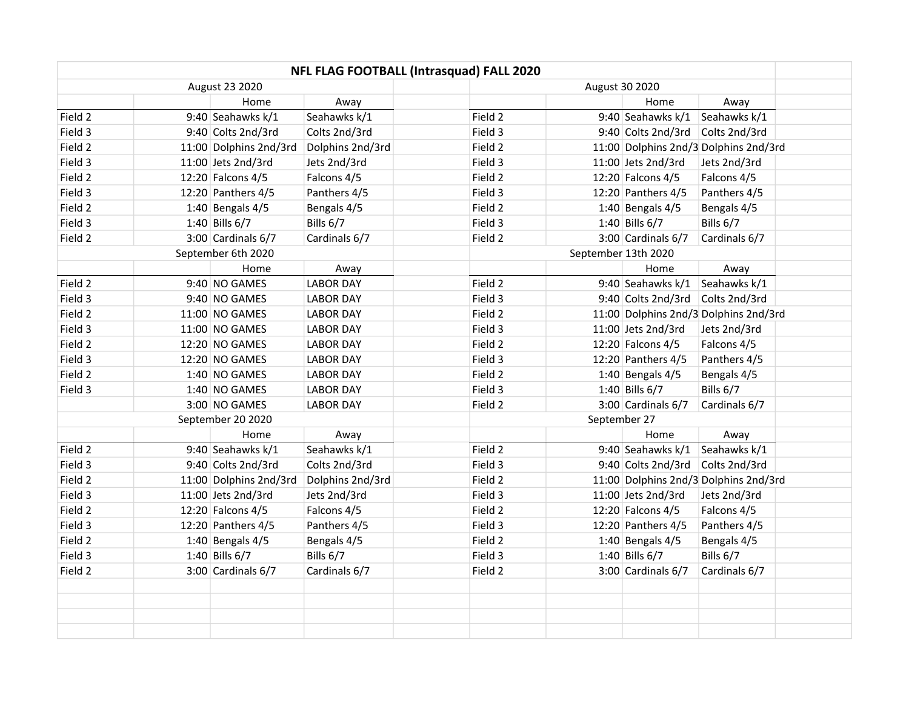# NFL FLAG FOOTBALL (Intrasquad) FALL 2020

## August 23 2020

| | | Home | Away |
|---|---|---|---|
| Field 2 | 9:40 | Seahawks k/1 | Seahawks k/1 |
| Field 3 | 9:40 | Colts 2nd/3rd | Colts 2nd/3rd |
| Field 2 | 11:00 | Dolphins 2nd/3rd | Dolphins 2nd/3rd |
| Field 3 | 11:00 | Jets 2nd/3rd | Jets 2nd/3rd |
| Field 2 | 12:20 | Falcons 4/5 | Falcons 4/5 |
| Field 3 | 12:20 | Panthers 4/5 | Panthers 4/5 |
| Field 2 | 1:40 | Bengals 4/5 | Bengals 4/5 |
| Field 3 | 1:40 | Bills 6/7 | Bills 6/7 |
| Field 2 | 3:00 | Cardinals 6/7 | Cardinals 6/7 |

## August 30 2020

| | | Home | Away |
|---|---|---|---|
| Field 2 | 9:40 | Seahawks k/1 | Seahawks k/1 |
| Field 3 | 9:40 | Colts 2nd/3rd | Colts 2nd/3rd |
| Field 2 | 11:00 | Dolphins 2nd/3 | Dolphins 2nd/3rd |
| Field 3 | 11:00 | Jets 2nd/3rd | Jets 2nd/3rd |
| Field 2 | 12:20 | Falcons 4/5 | Falcons 4/5 |
| Field 3 | 12:20 | Panthers 4/5 | Panthers 4/5 |
| Field 2 | 1:40 | Bengals 4/5 | Bengals 4/5 |
| Field 3 | 1:40 | Bills 6/7 | Bills 6/7 |
| Field 2 | 3:00 | Cardinals 6/7 | Cardinals 6/7 |

## September 6th 2020

| | | Home | Away |
|---|---|---|---|
| Field 2 | 9:40 | NO GAMES | LABOR DAY |
| Field 3 | 9:40 | NO GAMES | LABOR DAY |
| Field 2 | 11:00 | NO GAMES | LABOR DAY |
| Field 3 | 11:00 | NO GAMES | LABOR DAY |
| Field 2 | 12:20 | NO GAMES | LABOR DAY |
| Field 3 | 12:20 | NO GAMES | LABOR DAY |
| Field 2 | 1:40 | NO GAMES | LABOR DAY |
| Field 3 | 1:40 | NO GAMES | LABOR DAY |
| | 3:00 | NO GAMES | LABOR DAY |

## September 13th 2020

| | | Home | Away |
|---|---|---|---|
| Field 2 | 9:40 | Seahawks k/1 | Seahawks k/1 |
| Field 3 | 9:40 | Colts 2nd/3rd | Colts 2nd/3rd |
| Field 2 | 11:00 | Dolphins 2nd/3 | Dolphins 2nd/3rd |
| Field 3 | 11:00 | Jets 2nd/3rd | Jets 2nd/3rd |
| Field 2 | 12:20 | Falcons 4/5 | Falcons 4/5 |
| Field 3 | 12:20 | Panthers 4/5 | Panthers 4/5 |
| Field 2 | 1:40 | Bengals 4/5 | Bengals 4/5 |
| Field 3 | 1:40 | Bills 6/7 | Bills 6/7 |
| Field 2 | 3:00 | Cardinals 6/7 | Cardinals 6/7 |

## September 20 2020

| | | Home | Away |
|---|---|---|---|
| Field 2 | 9:40 | Seahawks k/1 | Seahawks k/1 |
| Field 3 | 9:40 | Colts 2nd/3rd | Colts 2nd/3rd |
| Field 2 | 11:00 | Dolphins 2nd/3rd | Dolphins 2nd/3rd |
| Field 3 | 11:00 | Jets 2nd/3rd | Jets 2nd/3rd |
| Field 2 | 12:20 | Falcons 4/5 | Falcons 4/5 |
| Field 3 | 12:20 | Panthers 4/5 | Panthers 4/5 |
| Field 2 | 1:40 | Bengals 4/5 | Bengals 4/5 |
| Field 3 | 1:40 | Bills 6/7 | Bills 6/7 |
| Field 2 | 3:00 | Cardinals 6/7 | Cardinals 6/7 |

## September 27

| | | Home | Away |
|---|---|---|---|
| Field 2 | 9:40 | Seahawks k/1 | Seahawks k/1 |
| Field 3 | 9:40 | Colts 2nd/3rd | Colts 2nd/3rd |
| Field 2 | 11:00 | Dolphins 2nd/3 | Dolphins 2nd/3rd |
| Field 3 | 11:00 | Jets 2nd/3rd | Jets 2nd/3rd |
| Field 2 | 12:20 | Falcons 4/5 | Falcons 4/5 |
| Field 3 | 12:20 | Panthers 4/5 | Panthers 4/5 |
| Field 2 | 1:40 | Bengals 4/5 | Bengals 4/5 |
| Field 3 | 1:40 | Bills 6/7 | Bills 6/7 |
| Field 2 | 3:00 | Cardinals 6/7 | Cardinals 6/7 |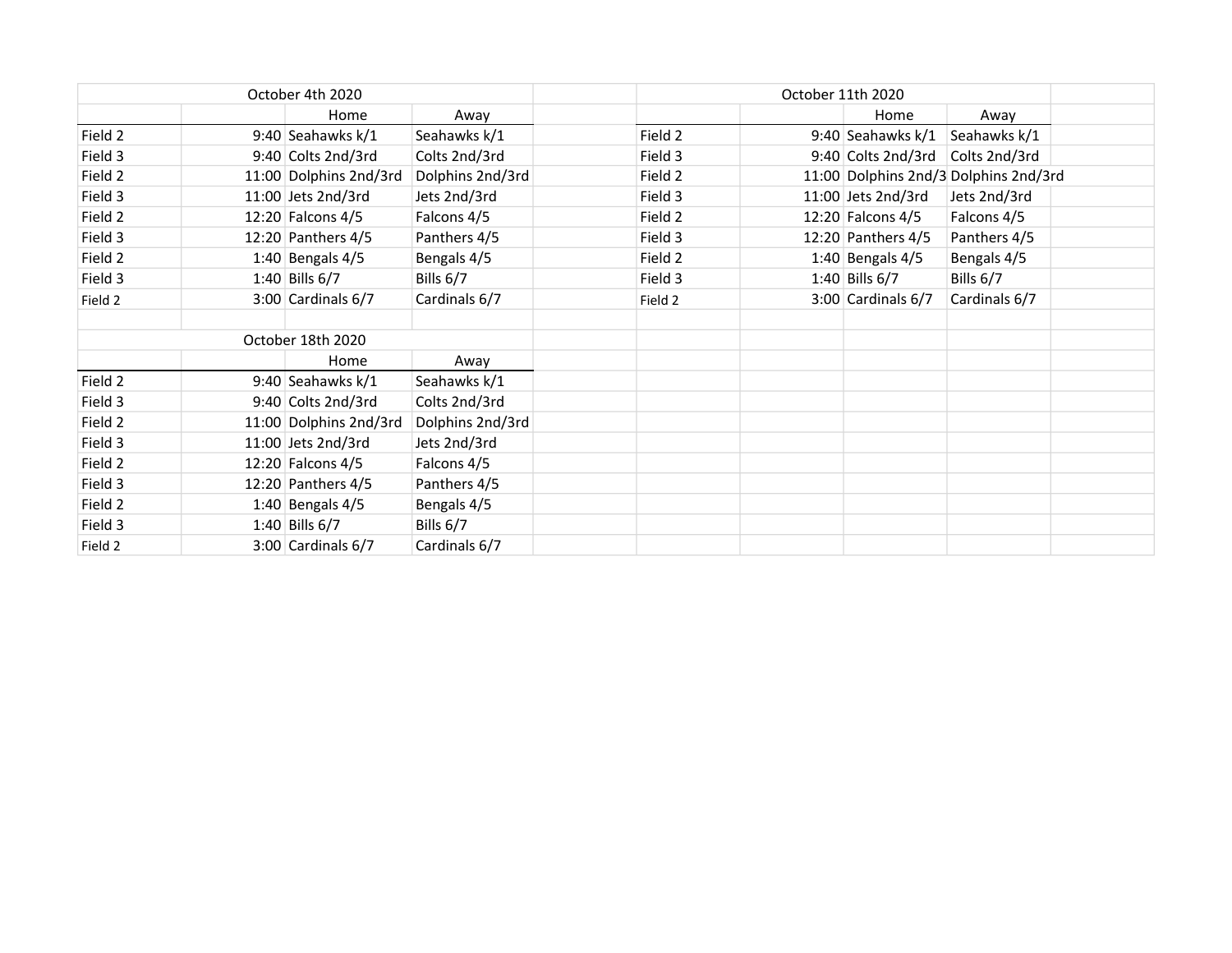| October 4th 2020 | | | |
|---|---|---|---|
| | | Home | Away |
| Field 2 | 9:40 | Seahawks k/1 | Seahawks k/1 |
| Field 3 | 9:40 | Colts 2nd/3rd | Colts 2nd/3rd |
| Field 2 | 11:00 | Dolphins 2nd/3rd | Dolphins 2nd/3rd |
| Field 3 | 11:00 | Jets 2nd/3rd | Jets 2nd/3rd |
| Field 2 | 12:20 | Falcons 4/5 | Falcons 4/5 |
| Field 3 | 12:20 | Panthers 4/5 | Panthers 4/5 |
| Field 2 | 1:40 | Bengals 4/5 | Bengals 4/5 |
| Field 3 | 1:40 | Bills 6/7 | Bills 6/7 |
| Field 2 | 3:00 | Cardinals 6/7 | Cardinals 6/7 |

| October 11th 2020 | | | |
|---|---|---|---|
| | | Home | Away |
| Field 2 | 9:40 | Seahawks k/1 | Seahawks k/1 |
| Field 3 | 9:40 | Colts 2nd/3rd | Colts 2nd/3rd |
| Field 2 | 11:00 | Dolphins 2nd/3 | Dolphins 2nd/3rd |
| Field 3 | 11:00 | Jets 2nd/3rd | Jets 2nd/3rd |
| Field 2 | 12:20 | Falcons 4/5 | Falcons 4/5 |
| Field 3 | 12:20 | Panthers 4/5 | Panthers 4/5 |
| Field 2 | 1:40 | Bengals 4/5 | Bengals 4/5 |
| Field 3 | 1:40 | Bills 6/7 | Bills 6/7 |
| Field 2 | 3:00 | Cardinals 6/7 | Cardinals 6/7 |

| October 18th 2020 | | | |
|---|---|---|---|
| | | Home | Away |
| Field 2 | 9:40 | Seahawks k/1 | Seahawks k/1 |
| Field 3 | 9:40 | Colts 2nd/3rd | Colts 2nd/3rd |
| Field 2 | 11:00 | Dolphins 2nd/3rd | Dolphins 2nd/3rd |
| Field 3 | 11:00 | Jets 2nd/3rd | Jets 2nd/3rd |
| Field 2 | 12:20 | Falcons 4/5 | Falcons 4/5 |
| Field 3 | 12:20 | Panthers 4/5 | Panthers 4/5 |
| Field 2 | 1:40 | Bengals 4/5 | Bengals 4/5 |
| Field 3 | 1:40 | Bills 6/7 | Bills 6/7 |
| Field 2 | 3:00 | Cardinals 6/7 | Cardinals 6/7 |